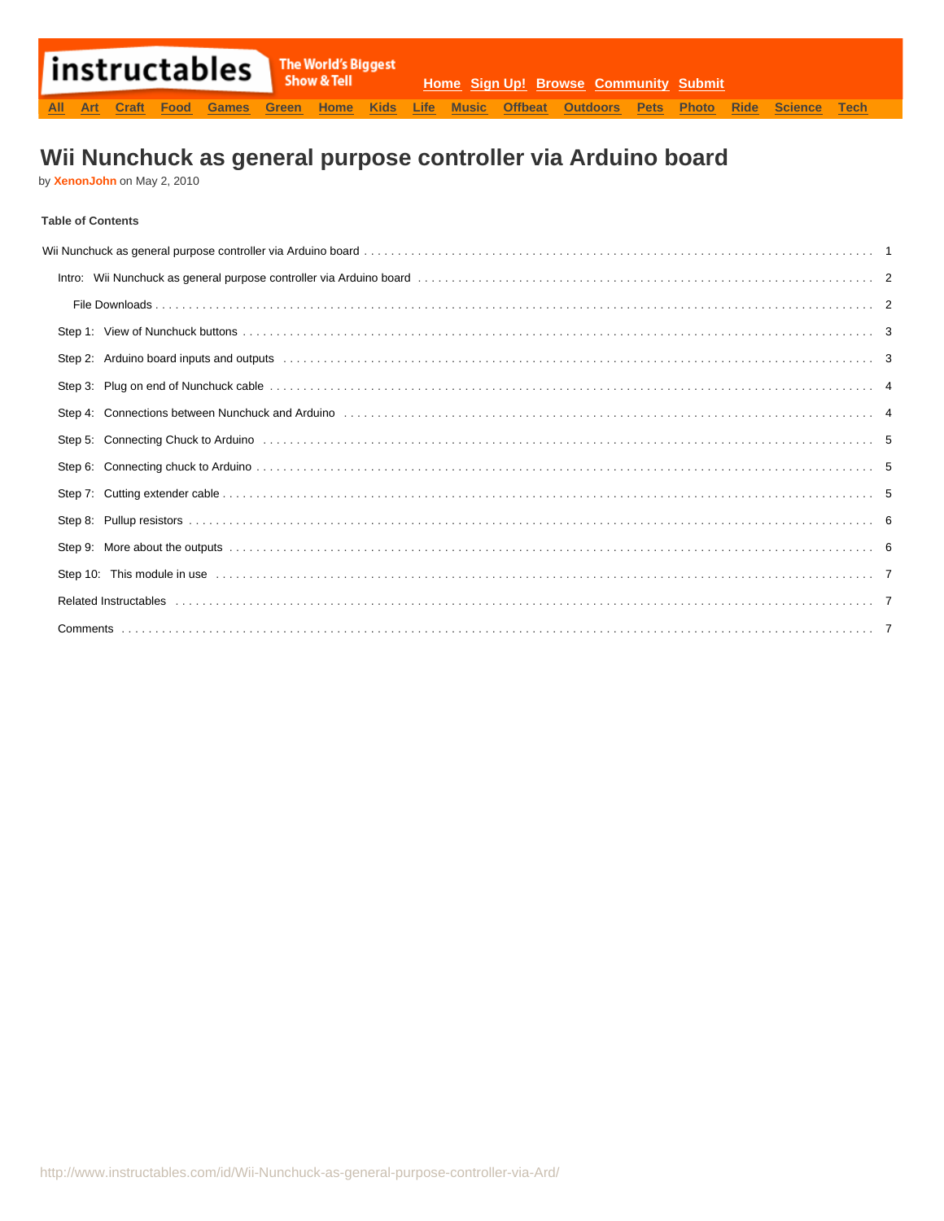# Wii Nunchuck as general purpose controller via Arduino board

by **XenonJohn** on May 2, 2010

### Table of Contents

| | |
|---|---|
| Wii Nunchuck as general purpose controller via Arduino board | 1 |
| Intro: Wii Nunchuck as general purpose controller via Arduino board | 2 |
| File Downloads | 2 |
| Step 1: View of Nunchuck buttons | 3 |
| Step 2: Arduino board inputs and outputs | 3 |
| Step 3: Plug on end of Nunchuck cable | 4 |
| Step 4: Connections between Nunchuck and Arduino | 4 |
| Step 5: Connecting Chuck to Arduino | 5 |
| Step 6: Connecting chuck to Arduino | 5 |
| Step 7: Cutting extender cable | 5 |
| Step 8: Pullup resistors | 6 |
| Step 9: More about the outputs | 6 |
| Step 10: This module in use | 7 |
| Related Instructables | 7 |
| Comments | 7 |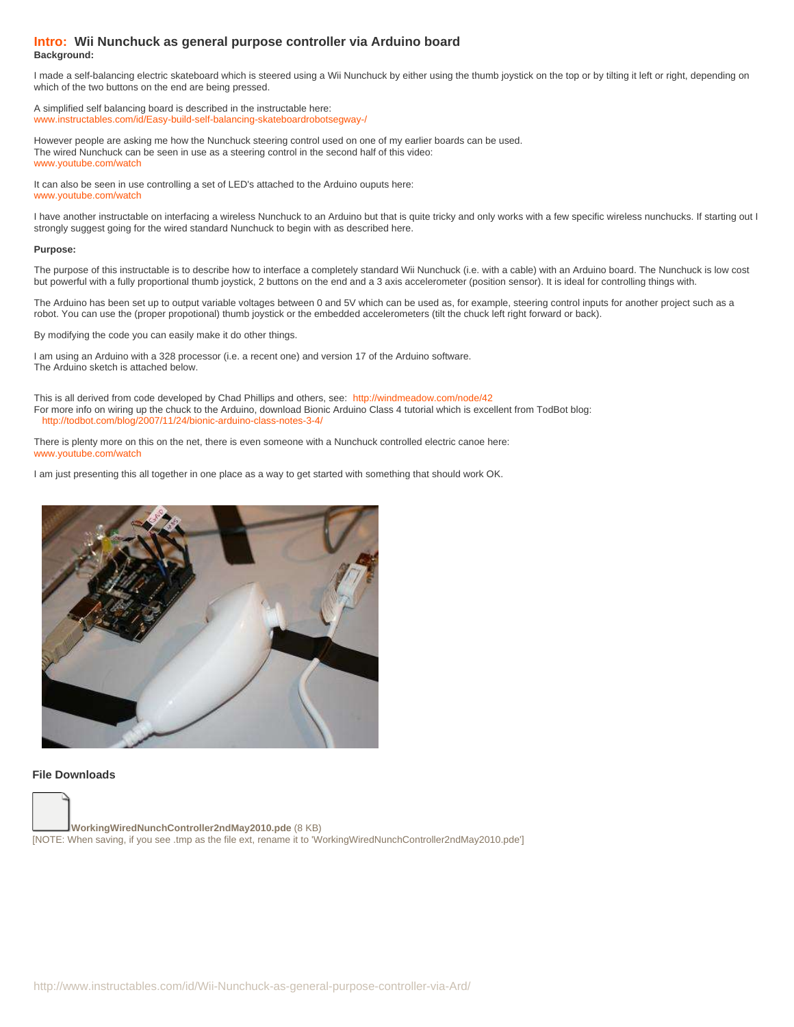## Intro: Wii Nunchuck as general purpose controller via Arduino board

**Background:**

I made a self-balancing electric skateboard which is steered using a Wii Nunchuck by either using the thumb joystick on the top or by tilting it left or right, depending on which of the two buttons on the end are being pressed.

A simplified self balancing board is described in the instructable here:
www.instructables.com/id/Easy-build-self-balancing-skateboardrobotsegway-/

However people are asking me how the Nunchuck steering control used on one of my earlier boards can be used.
The wired Nunchuck can be seen in use as a steering control in the second half of this video:
www.youtube.com/watch

It can also be seen in use controlling a set of LED's attached to the Arduino ouputs here:
www.youtube.com/watch

I have another instructable on interfacing a wireless Nunchuck to an Arduino but that is quite tricky and only works with a few specific wireless nunchucks. If starting out I strongly suggest going for the wired standard Nunchuck to begin with as described here.

**Purpose:**

The purpose of this instructable is to describe how to interface a completely standard Wii Nunchuck (i.e. with a cable) with an Arduino board. The Nunchuck is low cost but powerful with a fully proportional thumb joystick, 2 buttons on the end and a 3 axis accelerometer (position sensor). It is ideal for controlling things with.

The Arduino has been set up to output variable voltages between 0 and 5V which can be used as, for example, steering control inputs for another project such as a robot. You can use the (proper propotional) thumb joystick or the embedded accelerometers (tilt the chuck left right forward or back).

By modifying the code you can easily make it do other things.

I am using an Arduino with a 328 processor (i.e. a recent one) and version 17 of the Arduino software.
The Arduino sketch is attached below.

This is all derived from code developed by Chad Phillips and others, see: http://windmeadow.com/node/42
For more info on wiring up the chuck to the Arduino, download Bionic Arduino Class 4 tutorial which is excellent from TodBot blog:
http://todbot.com/blog/2007/11/24/bionic-arduino-class-notes-3-4/

There is plenty more on this on the net, there is even someone with a Nunchuck controlled electric canoe here:
www.youtube.com/watch

I am just presenting this all together in one place as a way to get started with something that should work OK.

### File Downloads

**WorkingWiredNunchController2ndMay2010.pde** (8 KB)
[NOTE: When saving, if you see .tmp as the file ext, rename it to 'WorkingWiredNunchController2ndMay2010.pde']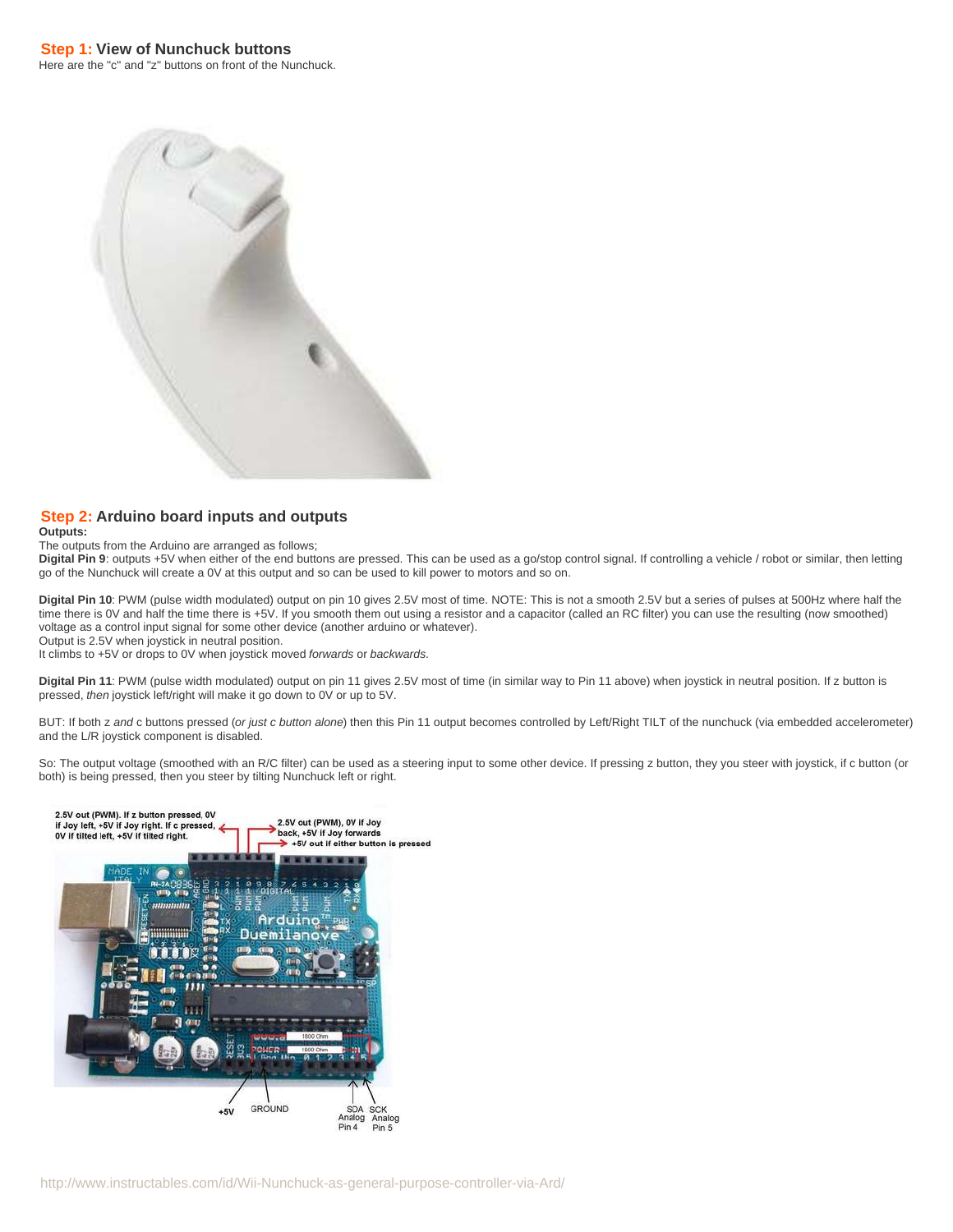## Step 1: View of Nunchuck buttons

Here are the "c" and "z" buttons on front of the Nunchuck.

## Step 2: Arduino board inputs and outputs

**Outputs:**

The outputs from the Arduino are arranged as follows;

**Digital Pin 9**: outputs +5V when either of the end buttons are pressed. This can be used as a go/stop control signal. If controlling a vehicle / robot or similar, then letting go of the Nunchuck will create a 0V at this output and so can be used to kill power to motors and so on.

**Digital Pin 10**: PWM (pulse width modulated) output on pin 10 gives 2.5V most of time. NOTE: This is not a smooth 2.5V but a series of pulses at 500Hz where half the time there is 0V and half the time there is +5V. If you smooth them out using a resistor and a capacitor (called an RC filter) you can use the resulting (now smoothed) voltage as a control input signal for some other device (another arduino or whatever).
Output is 2.5V when joystick in neutral position.
It climbs to +5V or drops to 0V when joystick moved *forwards* or *backwards*.

**Digital Pin 11**: PWM (pulse width modulated) output on pin 11 gives 2.5V most of time (in similar way to Pin 11 above) when joystick in neutral position. If z button is pressed, *then* joystick left/right will make it go down to 0V or up to 5V.

BUT: If both z *and* c buttons pressed (*or just c button alone*) then this Pin 11 output becomes controlled by Left/Right TILT of the nunchuck (via embedded accelerometer) and the L/R joystick component is disabled.

So: The output voltage (smoothed with an R/C filter) can be used as a steering input to some other device. If pressing z button, they you steer with joystick, if c button (or both) is being pressed, then you steer by tilting Nunchuck left or right.

2.5V out (PWM). If z button pressed, 0V if Joy left, +5V if Joy right. If c pressed, 0V if tilted left, +5V if tilted right.

2.5V out (PWM), 0V if Joy back, +5V if Joy forwards

+5V out if either button is pressed

1800 Ohm

1800 Ohm

+5V

GROUND

SDA Analog Pin 4

SCK Analog Pin 5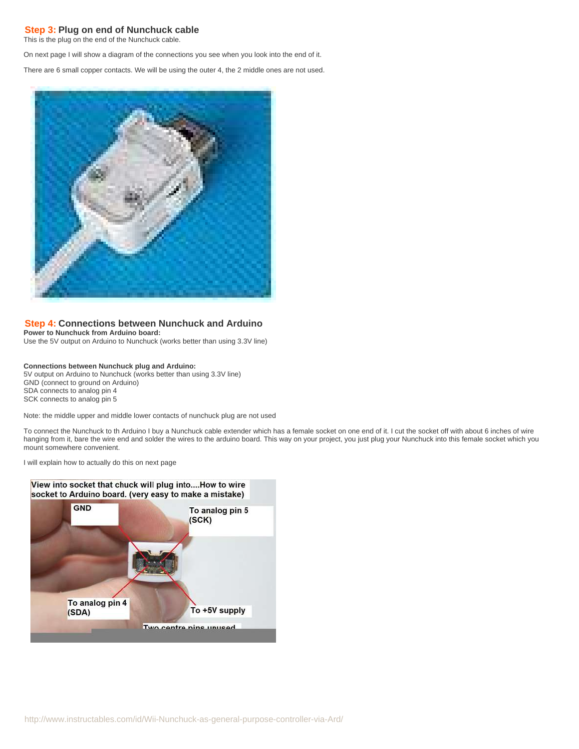## Step 3: Plug on end of Nunchuck cable

This is the plug on the end of the Nunchuck cable.

On next page I will show a diagram of the connections you see when you look into the end of it.

There are 6 small copper contacts. We will be using the outer 4, the 2 middle ones are not used.

## Step 4: Connections between Nunchuck and Arduino

**Power to Nunchuck from Arduino board:**
Use the 5V output on Arduino to Nunchuck (works better than using 3.3V line)

**Connections between Nunchuck plug and Arduino:**
5V output on Arduino to Nunchuck (works better than using 3.3V line)
GND (connect to ground on Arduino)
SDA connects to analog pin 4
SCK connects to analog pin 5

Note: the middle upper and middle lower contacts of nunchuck plug are not used

To connect the Nunchuck to th Arduino I buy a Nunchuck cable extender which has a female socket on one end of it. I cut the socket off with about 6 inches of wire hanging from it, bare the wire end and solder the wires to the arduino board. This way on your project, you just plug your Nunchuck into this female socket which you mount somewhere convenient.

I will explain how to actually do this on next page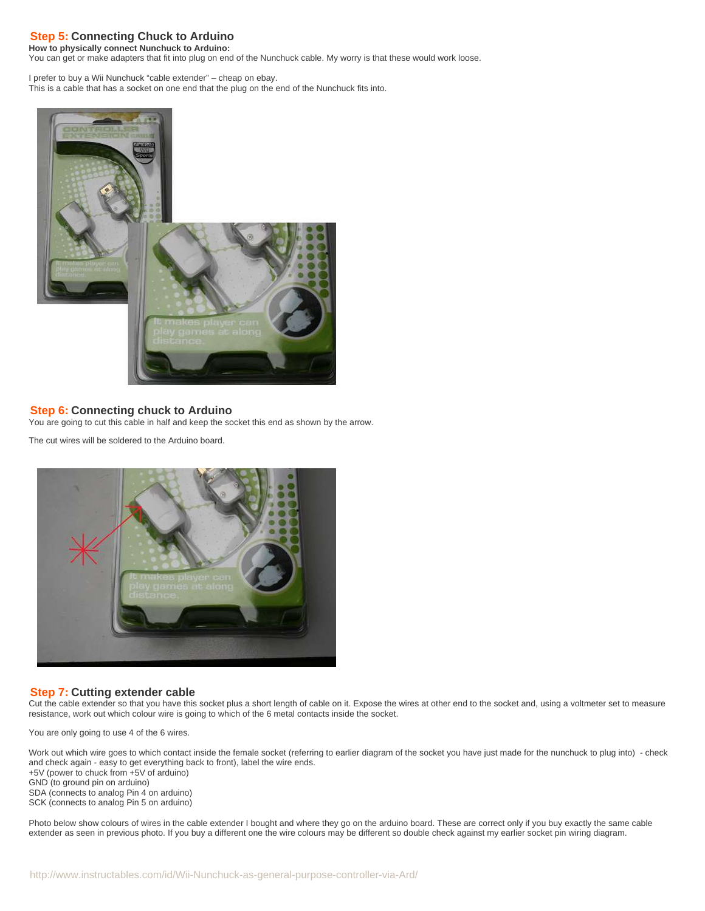## Step 5: Connecting Chuck to Arduino

**How to physically connect Nunchuck to Arduino:**

You can get or make adapters that fit into plug on end of the Nunchuck cable. My worry is that these would work loose.

I prefer to buy a Wii Nunchuck "cable extender" – cheap on ebay.
This is a cable that has a socket on one end that the plug on the end of the Nunchuck fits into.

## Step 6: Connecting chuck to Arduino

You are going to cut this cable in half and keep the socket this end as shown by the arrow.

The cut wires will be soldered to the Arduino board.

## Step 7: Cutting extender cable

Cut the cable extender so that you have this socket plus a short length of cable on it. Expose the wires at other end to the socket and, using a voltmeter set to measure resistance, work out which colour wire is going to which of the 6 metal contacts inside the socket.

You are only going to use 4 of the 6 wires.

Work out which wire goes to which contact inside the female socket (referring to earlier diagram of the socket you have just made for the nunchuck to plug into) - check and check again - easy to get everything back to front), label the wire ends.
+5V (power to chuck from +5V of arduino)
GND (to ground pin on arduino)
SDA (connects to analog Pin 4 on arduino)
SCK (connects to analog Pin 5 on arduino)

Photo below show colours of wires in the cable extender I bought and where they go on the arduino board. These are correct only if you buy exactly the same cable extender as seen in previous photo. If you buy a different one the wire colours may be different so double check against my earlier socket pin wiring diagram.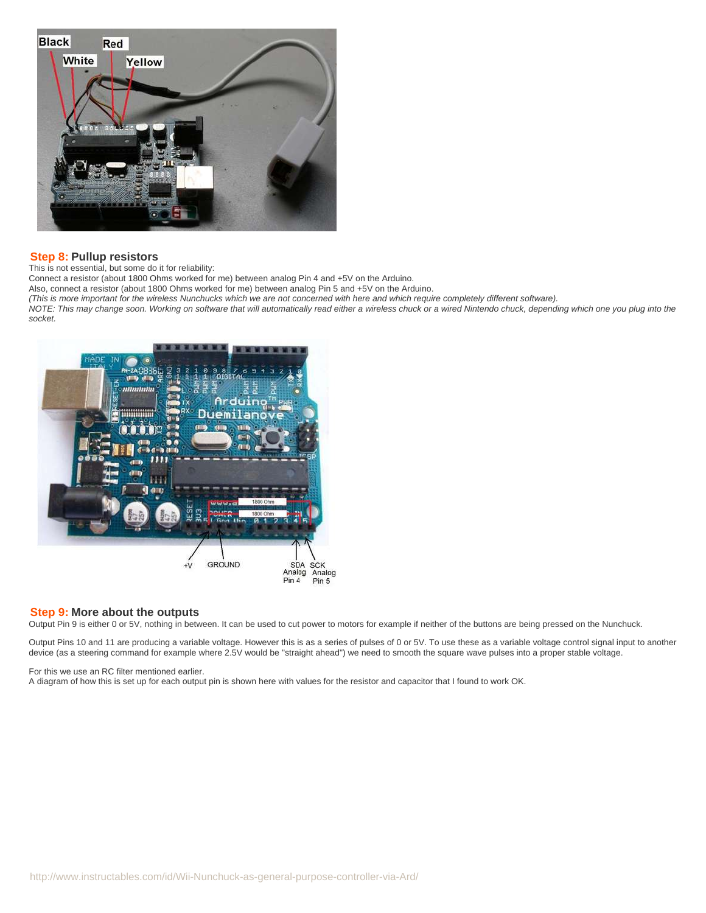## Step 8: Pullup resistors

This is not essential, but some do it for reliability:

Connect a resistor (about 1800 Ohms worked for me) between analog Pin 4 and +5V on the Arduino.

Also, connect a resistor (about 1800 Ohms worked for me) between analog Pin 5 and +5V on the Arduino.

*(This is more important for the wireless Nunchucks which we are not concerned with here and which require completely different software).*

*NOTE: This may change soon. Working on software that will automatically read either a wireless chuck or a wired Nintendo chuck, depending which one you plug into the socket.*

## Step 9: More about the outputs

Output Pin 9 is either 0 or 5V, nothing in between. It can be used to cut power to motors for example if neither of the buttons are being pressed on the Nunchuck.

Output Pins 10 and 11 are producing a variable voltage. However this is as a series of pulses of 0 or 5V. To use these as a variable voltage control signal input to another device (as a steering command for example where 2.5V would be "straight ahead") we need to smooth the square wave pulses into a proper stable voltage.

For this we use an RC filter mentioned earlier.

A diagram of how this is set up for each output pin is shown here with values for the resistor and capacitor that I found to work OK.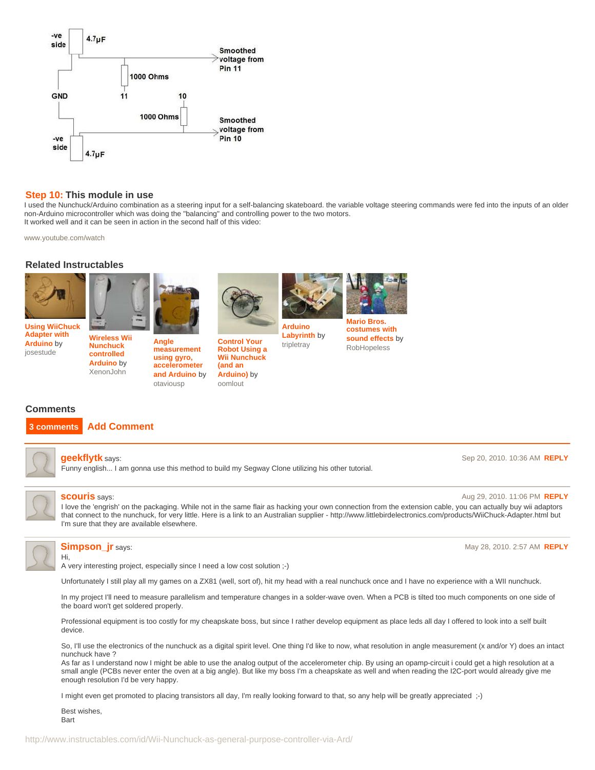-ve side | 4.7μF

Smoothed voltage from Pin 11

1000 Ohms

GND | 11 | 10

1000 Ohms

Smoothed voltage from Pin 10

-ve side | 4.7μF

## Step 10: This module in use

I used the Nunchuck/Arduino combination as a steering input for a self-balancing skateboard. the variable voltage steering commands were fed into the inputs of an older non-Arduino microcontroller which was doing the "balancing" and controlling power to the two motors.
It worked well and it can be seen in action in the second half of this video:

www.youtube.com/watch

## Related Instructables

- **Using WiiChuck Adapter with Arduino** by josestude
- **Wireless Wii Nunchuck controlled Arduino** by XenonJohn
- **Angle measurement using gyro, accelerometer and Arduino** by otaviousp
- **Control Your Robot Using a Wii Nunchuck (and an Arduino)** by oomlout
- **Arduino Labyrinth** by tripletray
- **Mario Bros. costumes with sound effects** by RobHopeless

## Comments

3 comments Add Comment

**geekflytk** says: Sep 20, 2010. 10:36 AM REPLY

Funny english... I am gonna use this method to build my Segway Clone utilizing his other tutorial.

**scouris** says: Aug 29, 2010. 11:06 PM REPLY

I love the 'engrish' on the packaging. While not in the same flair as hacking your own connection from the extension cable, you can actually buy wii adaptors that connect to the nunchuck, for very little. Here is a link to an Australian supplier - http://www.littlebirdelectronics.com/products/WiiChuck-Adapter.html but I'm sure that they are available elsewhere.

**Simpson_jr** says: May 28, 2010. 2:57 AM REPLY

Hi,
A very interesting project, especially since I need a low cost solution ;-)

Unfortunately I still play all my games on a ZX81 (well, sort of), hit my head with a real nunchuck once and I have no experience with a WII nunchuck.

In my project I'll need to measure parallelism and temperature changes in a solder-wave oven. When a PCB is tilted too much components on one side of the board won't get soldered properly.

Professional equipment is too costly for my cheapskate boss, but since I rather develop equipment as place leds all day I offered to look into a self built device.

So, I'll use the electronics of the nunchuck as a digital spirit level. One thing I'd like to now, what resolution in angle measurement (x and/or Y) does an intact nunchuck have ?
As far as I understand now I might be able to use the analog output of the accelerometer chip. By using an opamp-circuit i could get a high resolution at a small angle (PCBs never enter the oven at a big angle). But like my boss I'm a cheapskate as well and when reading the I2C-port would already give me enough resolution I'd be very happy.

I might even get promoted to placing transistors all day, I'm really looking forward to that, so any help will be greatly appreciated ;-)

Best wishes,
Bart